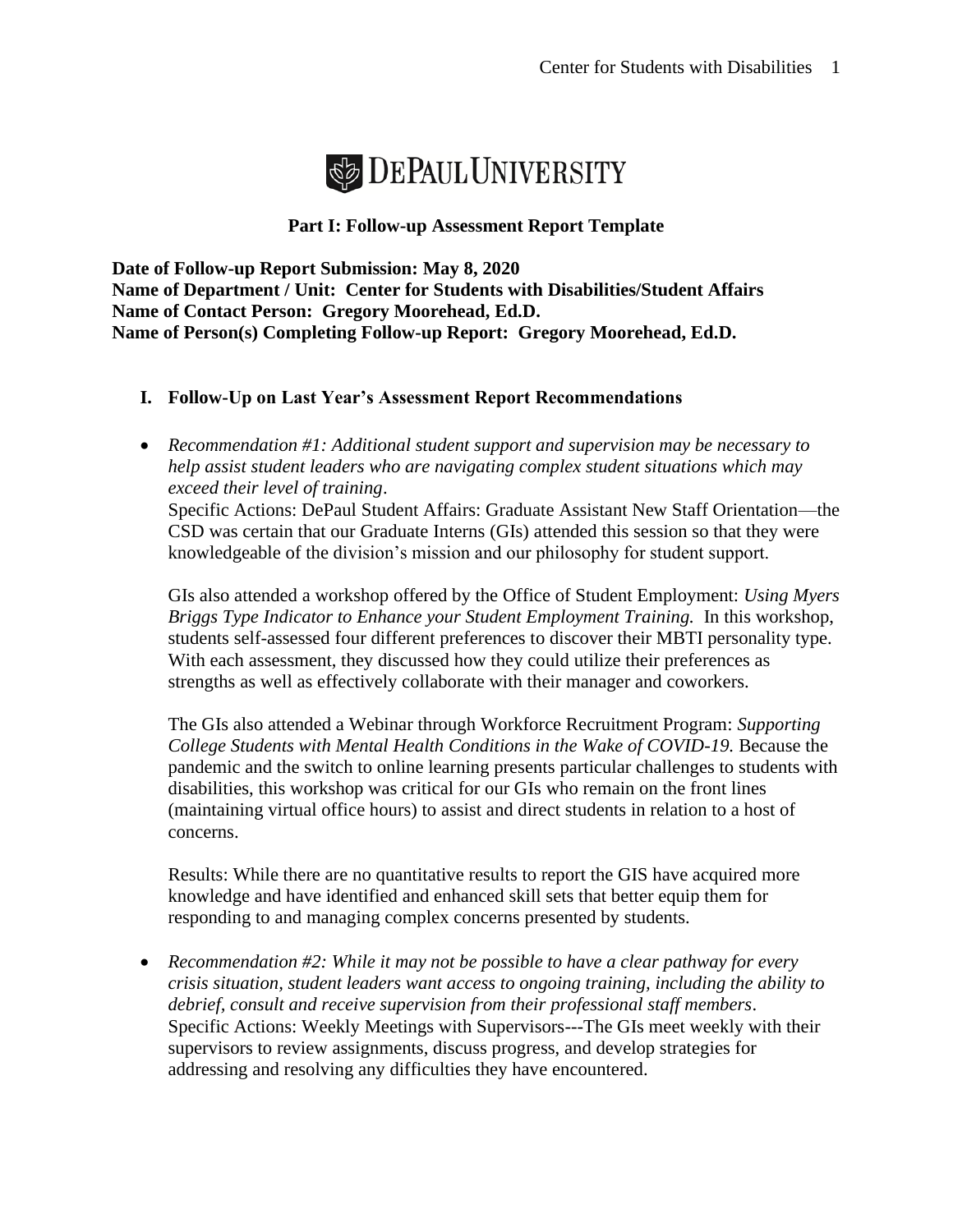DePaul University

**Part I: Follow-up Assessment Report Template**

**Date of Follow-up Report Submission: May 8, 2020**
**Name of Department / Unit: Center for Students with Disabilities/Student Affairs**
**Name of Contact Person: Gregory Moorehead, Ed.D.**
**Name of Person(s) Completing Follow-up Report: Gregory Moorehead, Ed.D.**

## I. Follow-Up on Last Year's Assessment Report Recommendations

- *Recommendation #1: Additional student support and supervision may be necessary to help assist student leaders who are navigating complex student situations which may exceed their level of training*.
  Specific Actions: DePaul Student Affairs: Graduate Assistant New Staff Orientation—the CSD was certain that our Graduate Interns (GIs) attended this session so that they were knowledgeable of the division's mission and our philosophy for student support.

  GIs also attended a workshop offered by the Office of Student Employment: *Using Myers Briggs Type Indicator to Enhance your Student Employment Training.* In this workshop, students self-assessed four different preferences to discover their MBTI personality type. With each assessment, they discussed how they could utilize their preferences as strengths as well as effectively collaborate with their manager and coworkers.

  The GIs also attended a Webinar through Workforce Recruitment Program: *Supporting College Students with Mental Health Conditions in the Wake of COVID-19.* Because the pandemic and the switch to online learning presents particular challenges to students with disabilities, this workshop was critical for our GIs who remain on the front lines (maintaining virtual office hours) to assist and direct students in relation to a host of concerns.

  Results: While there are no quantitative results to report the GIS have acquired more knowledge and have identified and enhanced skill sets that better equip them for responding to and managing complex concerns presented by students.

- *Recommendation #2: While it may not be possible to have a clear pathway for every crisis situation, student leaders want access to ongoing training, including the ability to debrief, consult and receive supervision from their professional staff members*.
  Specific Actions: Weekly Meetings with Supervisors---The GIs meet weekly with their supervisors to review assignments, discuss progress, and develop strategies for addressing and resolving any difficulties they have encountered.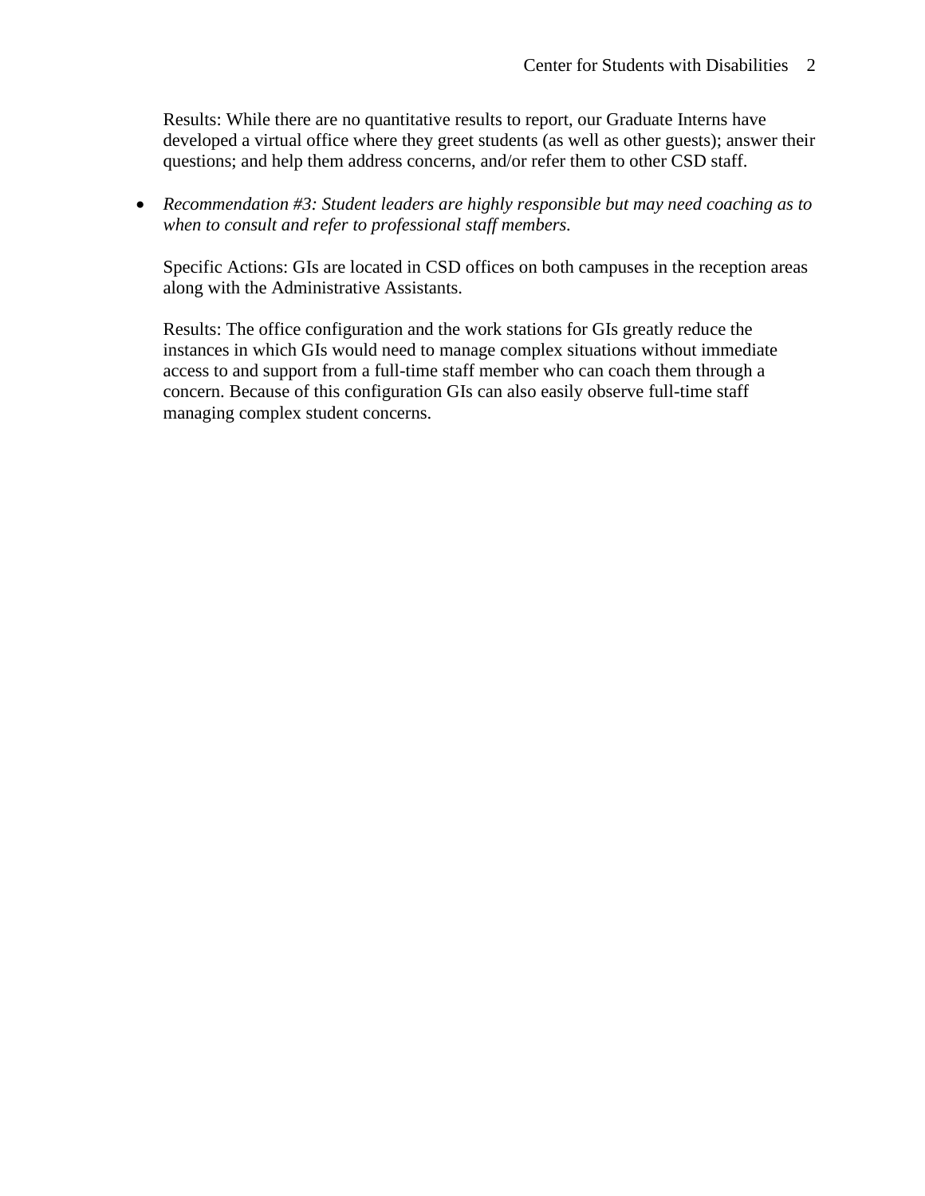Results: While there are no quantitative results to report, our Graduate Interns have developed a virtual office where they greet students (as well as other guests); answer their questions; and help them address concerns, and/or refer them to other CSD staff.

- *Recommendation #3: Student leaders are highly responsible but may need coaching as to when to consult and refer to professional staff members.*

  Specific Actions: GIs are located in CSD offices on both campuses in the reception areas along with the Administrative Assistants.

  Results: The office configuration and the work stations for GIs greatly reduce the instances in which GIs would need to manage complex situations without immediate access to and support from a full-time staff member who can coach them through a concern. Because of this configuration GIs can also easily observe full-time staff managing complex student concerns.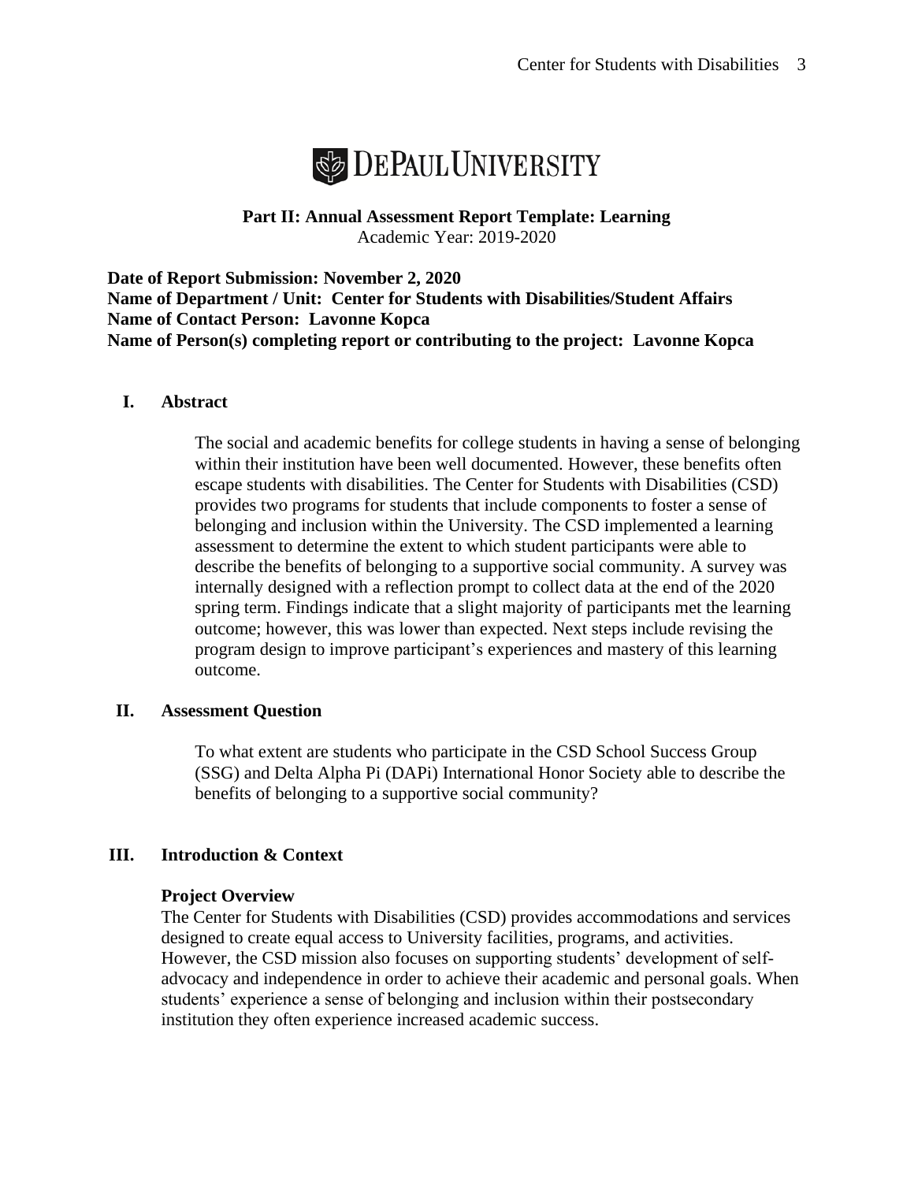DePaul University

**Part II: Annual Assessment Report Template: Learning**
Academic Year: 2019-2020

**Date of Report Submission: November 2, 2020**
**Name of Department / Unit: Center for Students with Disabilities/Student Affairs**
**Name of Contact Person: Lavonne Kopca**
**Name of Person(s) completing report or contributing to the project: Lavonne Kopca**

## I. Abstract

The social and academic benefits for college students in having a sense of belonging within their institution have been well documented. However, these benefits often escape students with disabilities. The Center for Students with Disabilities (CSD) provides two programs for students that include components to foster a sense of belonging and inclusion within the University. The CSD implemented a learning assessment to determine the extent to which student participants were able to describe the benefits of belonging to a supportive social community. A survey was internally designed with a reflection prompt to collect data at the end of the 2020 spring term. Findings indicate that a slight majority of participants met the learning outcome; however, this was lower than expected. Next steps include revising the program design to improve participant's experiences and mastery of this learning outcome.

## II. Assessment Question

To what extent are students who participate in the CSD School Success Group (SSG) and Delta Alpha Pi (DAPi) International Honor Society able to describe the benefits of belonging to a supportive social community?

## III. Introduction & Context

### Project Overview

The Center for Students with Disabilities (CSD) provides accommodations and services designed to create equal access to University facilities, programs, and activities. However, the CSD mission also focuses on supporting students' development of self-advocacy and independence in order to achieve their academic and personal goals. When students' experience a sense of belonging and inclusion within their postsecondary institution they often experience increased academic success.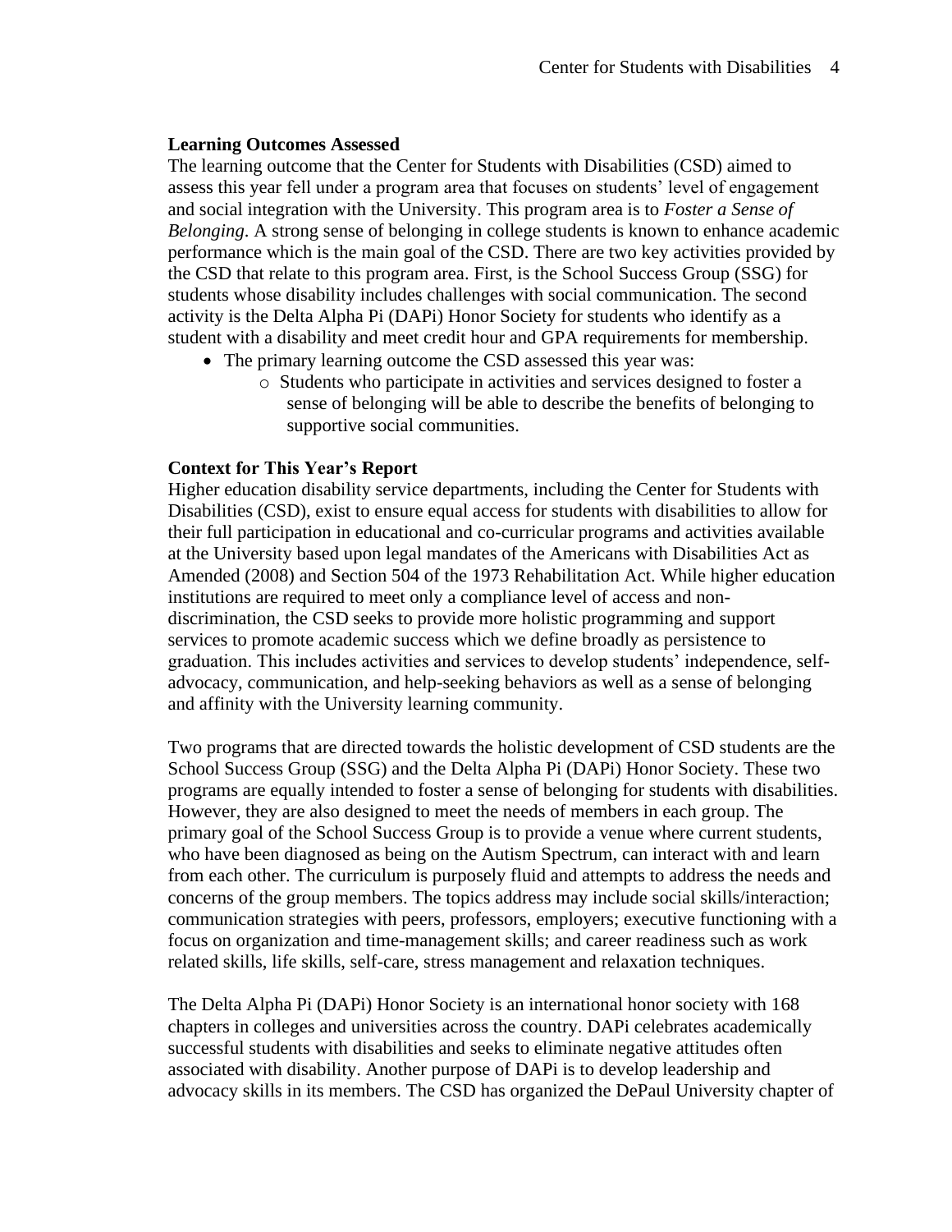**Learning Outcomes Assessed**

The learning outcome that the Center for Students with Disabilities (CSD) aimed to assess this year fell under a program area that focuses on students' level of engagement and social integration with the University. This program area is to *Foster a Sense of Belonging*. A strong sense of belonging in college students is known to enhance academic performance which is the main goal of the CSD. There are two key activities provided by the CSD that relate to this program area. First, is the School Success Group (SSG) for students whose disability includes challenges with social communication. The second activity is the Delta Alpha Pi (DAPi) Honor Society for students who identify as a student with a disability and meet credit hour and GPA requirements for membership.

- The primary learning outcome the CSD assessed this year was:
  - Students who participate in activities and services designed to foster a sense of belonging will be able to describe the benefits of belonging to supportive social communities.

**Context for This Year's Report**

Higher education disability service departments, including the Center for Students with Disabilities (CSD), exist to ensure equal access for students with disabilities to allow for their full participation in educational and co-curricular programs and activities available at the University based upon legal mandates of the Americans with Disabilities Act as Amended (2008) and Section 504 of the 1973 Rehabilitation Act. While higher education institutions are required to meet only a compliance level of access and non-discrimination, the CSD seeks to provide more holistic programming and support services to promote academic success which we define broadly as persistence to graduation. This includes activities and services to develop students' independence, self-advocacy, communication, and help-seeking behaviors as well as a sense of belonging and affinity with the University learning community.

Two programs that are directed towards the holistic development of CSD students are the School Success Group (SSG) and the Delta Alpha Pi (DAPi) Honor Society. These two programs are equally intended to foster a sense of belonging for students with disabilities. However, they are also designed to meet the needs of members in each group. The primary goal of the School Success Group is to provide a venue where current students, who have been diagnosed as being on the Autism Spectrum, can interact with and learn from each other. The curriculum is purposely fluid and attempts to address the needs and concerns of the group members. The topics address may include social skills/interaction; communication strategies with peers, professors, employers; executive functioning with a focus on organization and time-management skills; and career readiness such as work related skills, life skills, self-care, stress management and relaxation techniques.

The Delta Alpha Pi (DAPi) Honor Society is an international honor society with 168 chapters in colleges and universities across the country. DAPi celebrates academically successful students with disabilities and seeks to eliminate negative attitudes often associated with disability. Another purpose of DAPi is to develop leadership and advocacy skills in its members. The CSD has organized the DePaul University chapter of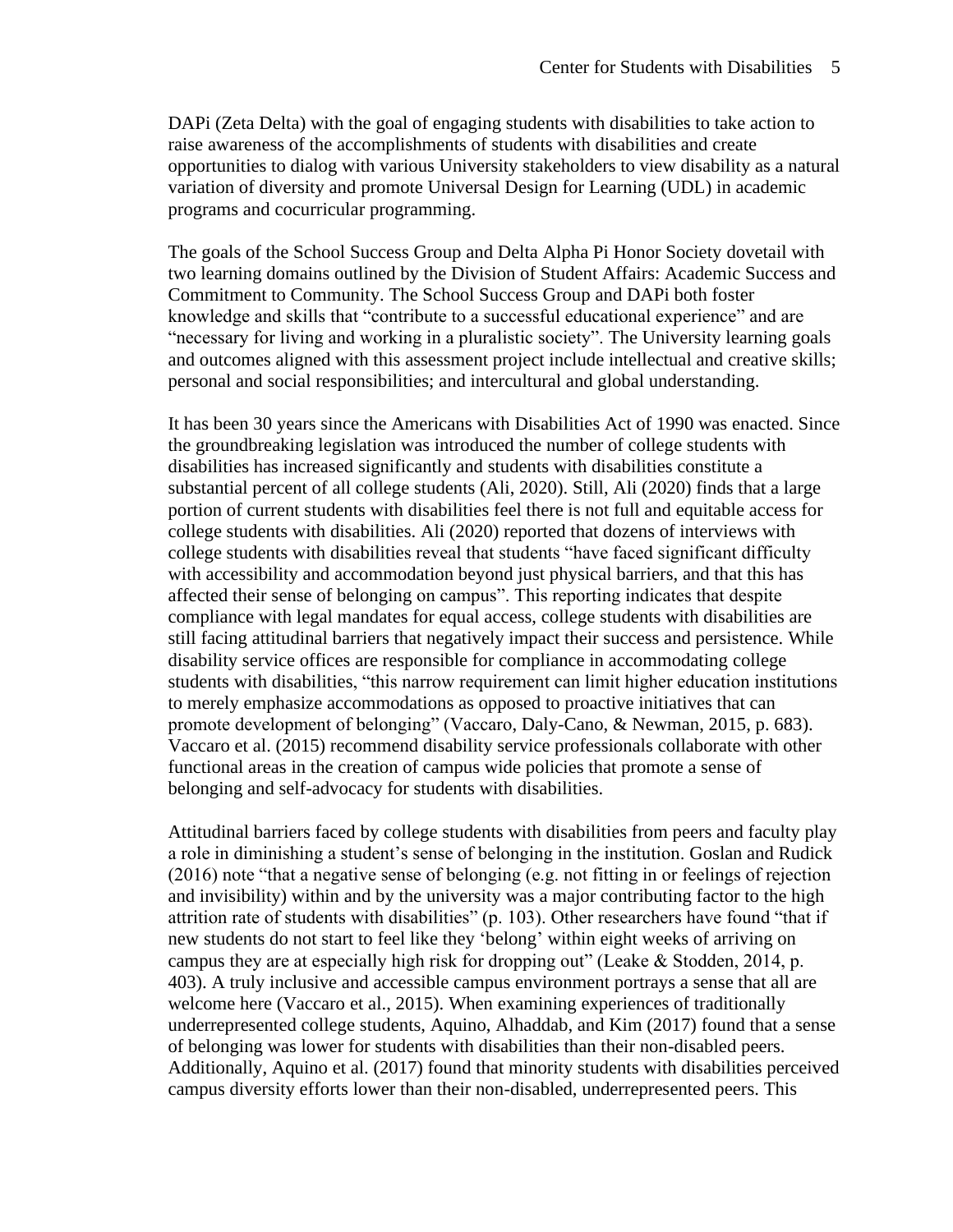DAPi (Zeta Delta) with the goal of engaging students with disabilities to take action to raise awareness of the accomplishments of students with disabilities and create opportunities to dialog with various University stakeholders to view disability as a natural variation of diversity and promote Universal Design for Learning (UDL) in academic programs and cocurricular programming.

The goals of the School Success Group and Delta Alpha Pi Honor Society dovetail with two learning domains outlined by the Division of Student Affairs: Academic Success and Commitment to Community. The School Success Group and DAPi both foster knowledge and skills that "contribute to a successful educational experience" and are "necessary for living and working in a pluralistic society". The University learning goals and outcomes aligned with this assessment project include intellectual and creative skills; personal and social responsibilities; and intercultural and global understanding.

It has been 30 years since the Americans with Disabilities Act of 1990 was enacted. Since the groundbreaking legislation was introduced the number of college students with disabilities has increased significantly and students with disabilities constitute a substantial percent of all college students (Ali, 2020). Still, Ali (2020) finds that a large portion of current students with disabilities feel there is not full and equitable access for college students with disabilities. Ali (2020) reported that dozens of interviews with college students with disabilities reveal that students "have faced significant difficulty with accessibility and accommodation beyond just physical barriers, and that this has affected their sense of belonging on campus". This reporting indicates that despite compliance with legal mandates for equal access, college students with disabilities are still facing attitudinal barriers that negatively impact their success and persistence. While disability service offices are responsible for compliance in accommodating college students with disabilities, "this narrow requirement can limit higher education institutions to merely emphasize accommodations as opposed to proactive initiatives that can promote development of belonging" (Vaccaro, Daly-Cano, & Newman, 2015, p. 683). Vaccaro et al. (2015) recommend disability service professionals collaborate with other functional areas in the creation of campus wide policies that promote a sense of belonging and self-advocacy for students with disabilities.

Attitudinal barriers faced by college students with disabilities from peers and faculty play a role in diminishing a student's sense of belonging in the institution. Goslan and Rudick (2016) note "that a negative sense of belonging (e.g. not fitting in or feelings of rejection and invisibility) within and by the university was a major contributing factor to the high attrition rate of students with disabilities" (p. 103). Other researchers have found "that if new students do not start to feel like they 'belong' within eight weeks of arriving on campus they are at especially high risk for dropping out" (Leake & Stodden, 2014, p. 403). A truly inclusive and accessible campus environment portrays a sense that all are welcome here (Vaccaro et al., 2015). When examining experiences of traditionally underrepresented college students, Aquino, Alhaddab, and Kim (2017) found that a sense of belonging was lower for students with disabilities than their non-disabled peers. Additionally, Aquino et al. (2017) found that minority students with disabilities perceived campus diversity efforts lower than their non-disabled, underrepresented peers. This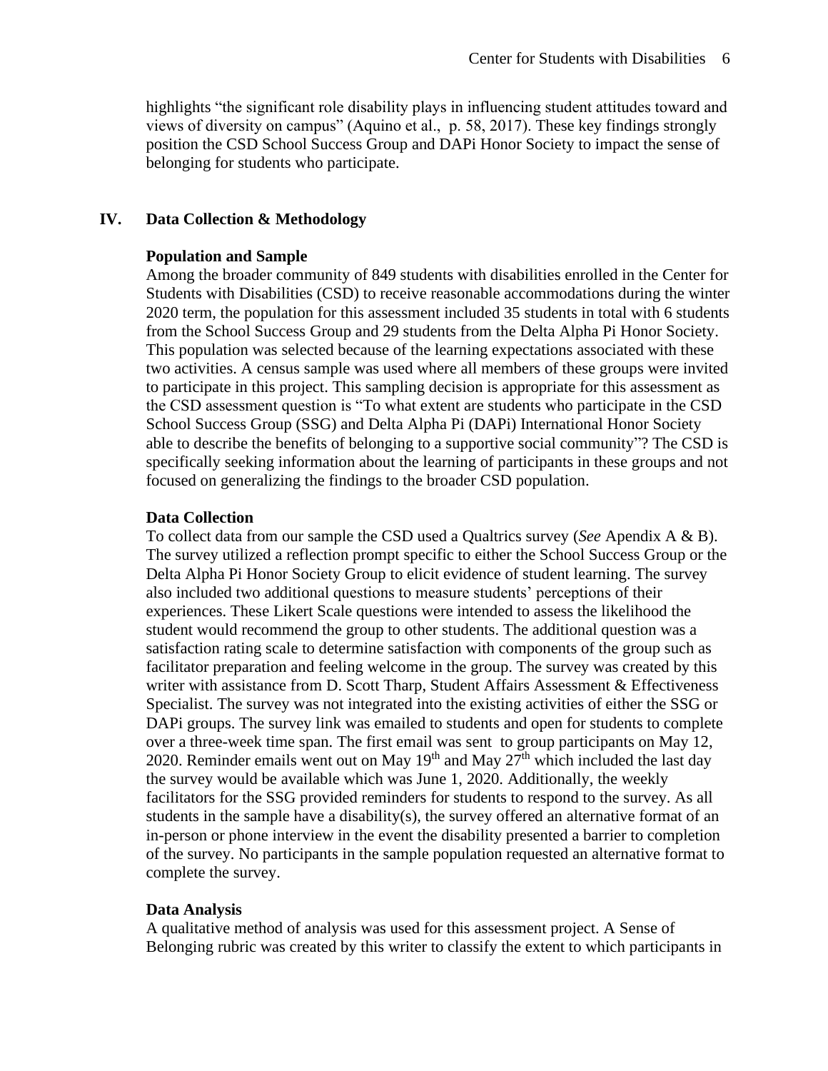highlights "the significant role disability plays in influencing student attitudes toward and views of diversity on campus" (Aquino et al., p. 58, 2017). These key findings strongly position the CSD School Success Group and DAPi Honor Society to impact the sense of belonging for students who participate.

## IV. Data Collection & Methodology

### Population and Sample

Among the broader community of 849 students with disabilities enrolled in the Center for Students with Disabilities (CSD) to receive reasonable accommodations during the winter 2020 term, the population for this assessment included 35 students in total with 6 students from the School Success Group and 29 students from the Delta Alpha Pi Honor Society. This population was selected because of the learning expectations associated with these two activities. A census sample was used where all members of these groups were invited to participate in this project. This sampling decision is appropriate for this assessment as the CSD assessment question is "To what extent are students who participate in the CSD School Success Group (SSG) and Delta Alpha Pi (DAPi) International Honor Society able to describe the benefits of belonging to a supportive social community"? The CSD is specifically seeking information about the learning of participants in these groups and not focused on generalizing the findings to the broader CSD population.

### Data Collection

To collect data from our sample the CSD used a Qualtrics survey (*See* Apendix A & B). The survey utilized a reflection prompt specific to either the School Success Group or the Delta Alpha Pi Honor Society Group to elicit evidence of student learning. The survey also included two additional questions to measure students' perceptions of their experiences. These Likert Scale questions were intended to assess the likelihood the student would recommend the group to other students. The additional question was a satisfaction rating scale to determine satisfaction with components of the group such as facilitator preparation and feeling welcome in the group. The survey was created by this writer with assistance from D. Scott Tharp, Student Affairs Assessment & Effectiveness Specialist. The survey was not integrated into the existing activities of either the SSG or DAPi groups. The survey link was emailed to students and open for students to complete over a three-week time span. The first email was sent to group participants on May 12, 2020. Reminder emails went out on May 19th and May 27th which included the last day the survey would be available which was June 1, 2020. Additionally, the weekly facilitators for the SSG provided reminders for students to respond to the survey. As all students in the sample have a disability(s), the survey offered an alternative format of an in-person or phone interview in the event the disability presented a barrier to completion of the survey. No participants in the sample population requested an alternative format to complete the survey.

### Data Analysis

A qualitative method of analysis was used for this assessment project. A Sense of Belonging rubric was created by this writer to classify the extent to which participants in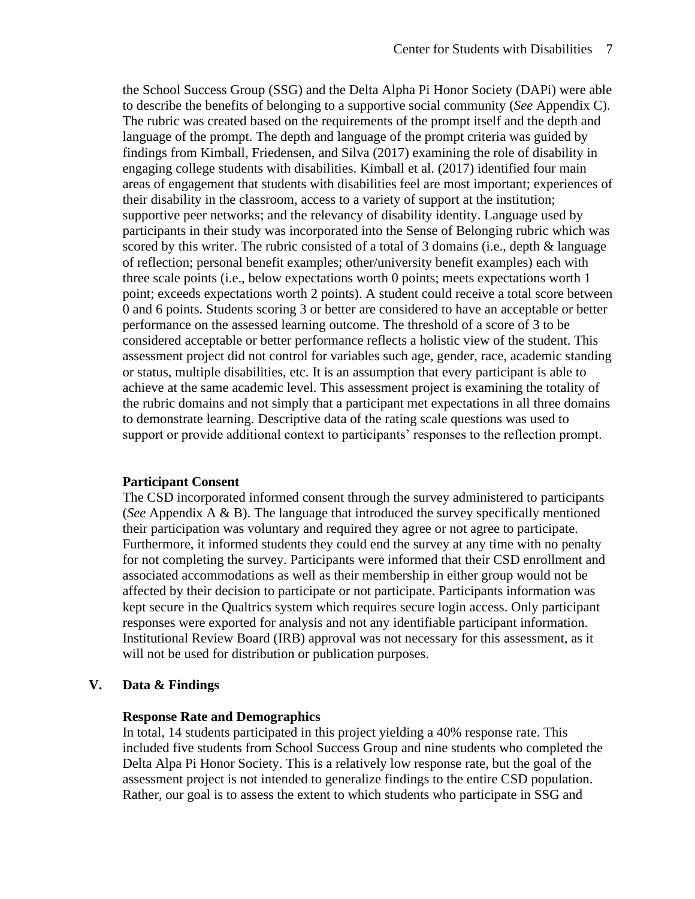the School Success Group (SSG) and the Delta Alpha Pi Honor Society (DAPi) were able to describe the benefits of belonging to a supportive social community (*See* Appendix C). The rubric was created based on the requirements of the prompt itself and the depth and language of the prompt. The depth and language of the prompt criteria was guided by findings from Kimball, Friedensen, and Silva (2017) examining the role of disability in engaging college students with disabilities. Kimball et al. (2017) identified four main areas of engagement that students with disabilities feel are most important; experiences of their disability in the classroom, access to a variety of support at the institution; supportive peer networks; and the relevancy of disability identity. Language used by participants in their study was incorporated into the Sense of Belonging rubric which was scored by this writer. The rubric consisted of a total of 3 domains (i.e., depth & language of reflection; personal benefit examples; other/university benefit examples) each with three scale points (i.e., below expectations worth 0 points; meets expectations worth 1 point; exceeds expectations worth 2 points). A student could receive a total score between 0 and 6 points. Students scoring 3 or better are considered to have an acceptable or better performance on the assessed learning outcome. The threshold of a score of 3 to be considered acceptable or better performance reflects a holistic view of the student. This assessment project did not control for variables such age, gender, race, academic standing or status, multiple disabilities, etc. It is an assumption that every participant is able to achieve at the same academic level. This assessment project is examining the totality of the rubric domains and not simply that a participant met expectations in all three domains to demonstrate learning. Descriptive data of the rating scale questions was used to support or provide additional context to participants' responses to the reflection prompt.

### Participant Consent

The CSD incorporated informed consent through the survey administered to participants (*See* Appendix A & B). The language that introduced the survey specifically mentioned their participation was voluntary and required they agree or not agree to participate. Furthermore, it informed students they could end the survey at any time with no penalty for not completing the survey. Participants were informed that their CSD enrollment and associated accommodations as well as their membership in either group would not be affected by their decision to participate or not participate. Participants information was kept secure in the Qualtrics system which requires secure login access. Only participant responses were exported for analysis and not any identifiable participant information. Institutional Review Board (IRB) approval was not necessary for this assessment, as it will not be used for distribution or publication purposes.

## V. Data & Findings

### Response Rate and Demographics

In total, 14 students participated in this project yielding a 40% response rate. This included five students from School Success Group and nine students who completed the Delta Alpa Pi Honor Society. This is a relatively low response rate, but the goal of the assessment project is not intended to generalize findings to the entire CSD population. Rather, our goal is to assess the extent to which students who participate in SSG and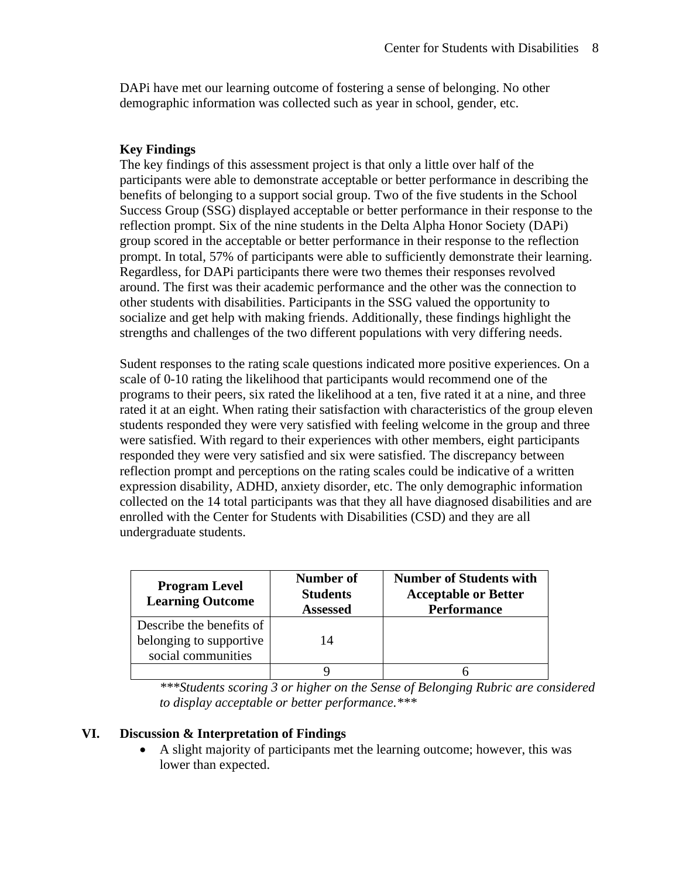DAPi have met our learning outcome of fostering a sense of belonging. No other demographic information was collected such as year in school, gender, etc.

**Key Findings**

The key findings of this assessment project is that only a little over half of the participants were able to demonstrate acceptable or better performance in describing the benefits of belonging to a support social group. Two of the five students in the School Success Group (SSG) displayed acceptable or better performance in their response to the reflection prompt. Six of the nine students in the Delta Alpha Honor Society (DAPi) group scored in the acceptable or better performance in their response to the reflection prompt. In total, 57% of participants were able to sufficiently demonstrate their learning. Regardless, for DAPi participants there were two themes their responses revolved around. The first was their academic performance and the other was the connection to other students with disabilities. Participants in the SSG valued the opportunity to socialize and get help with making friends. Additionally, these findings highlight the strengths and challenges of the two different populations with very differing needs.

Sudent responses to the rating scale questions indicated more positive experiences. On a scale of 0-10 rating the likelihood that participants would recommend one of the programs to their peers, six rated the likelihood at a ten, five rated it at a nine, and three rated it at an eight. When rating their satisfaction with characteristics of the group eleven students responded they were very satisfied with feeling welcome in the group and three were satisfied. With regard to their experiences with other members, eight participants responded they were very satisfied and six were satisfied. The discrepancy between reflection prompt and perceptions on the rating scales could be indicative of a written expression disability, ADHD, anxiety disorder, etc. The only demographic information collected on the 14 total participants was that they all have diagnosed disabilities and are enrolled with the Center for Students with Disabilities (CSD) and they are all undergraduate students.

| Program Level Learning Outcome | Number of Students Assessed | Number of Students with Acceptable or Better Performance |
|---|---|---|
| Describe the benefits of belonging to supportive social communities | 14 | |
| | 9 | 6 |

****Students scoring 3 or higher on the Sense of Belonging Rubric are considered to display acceptable or better performance.****

## VI. Discussion & Interpretation of Findings

- A slight majority of participants met the learning outcome; however, this was lower than expected.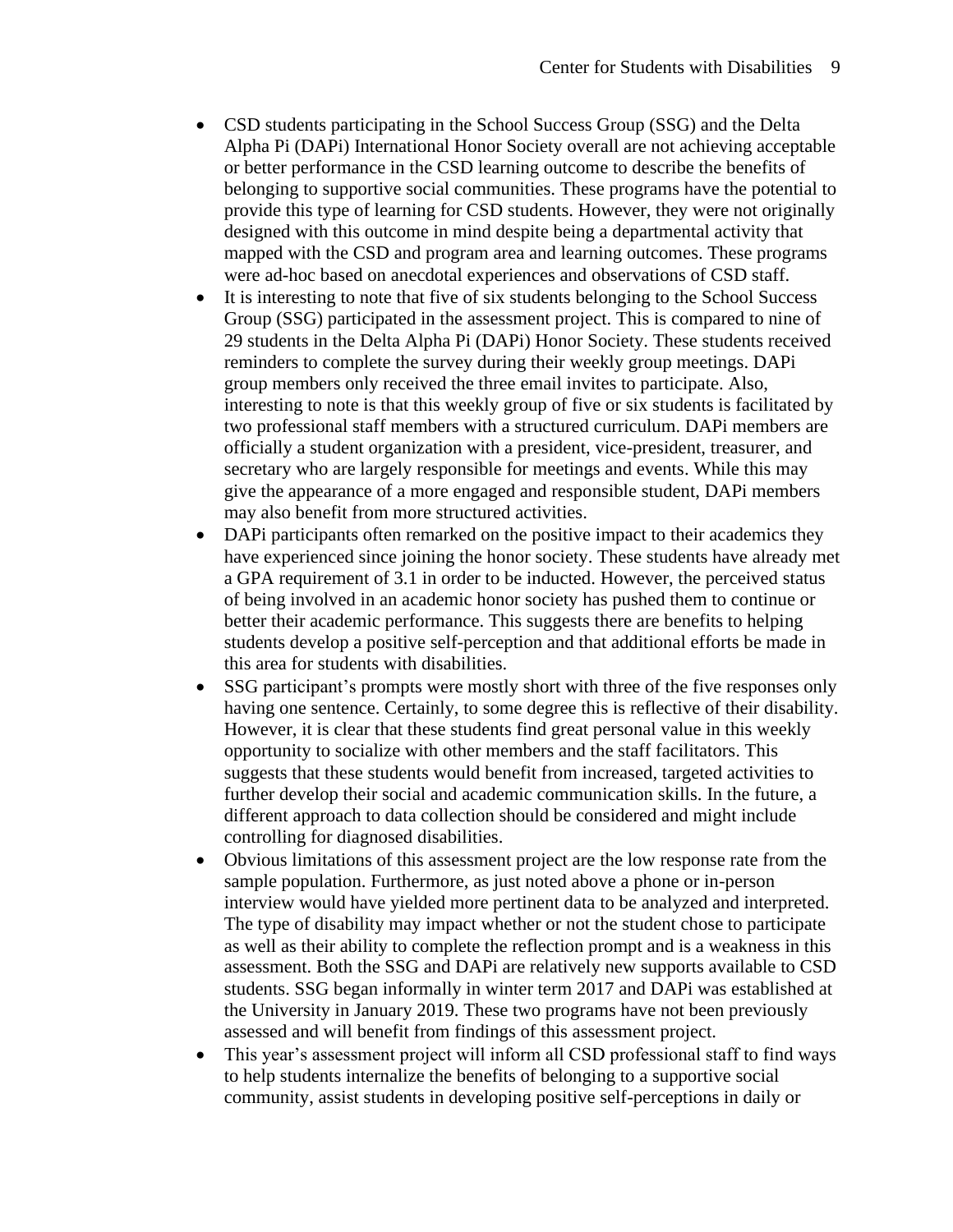- CSD students participating in the School Success Group (SSG) and the Delta Alpha Pi (DAPi) International Honor Society overall are not achieving acceptable or better performance in the CSD learning outcome to describe the benefits of belonging to supportive social communities. These programs have the potential to provide this type of learning for CSD students. However, they were not originally designed with this outcome in mind despite being a departmental activity that mapped with the CSD and program area and learning outcomes. These programs were ad-hoc based on anecdotal experiences and observations of CSD staff.
- It is interesting to note that five of six students belonging to the School Success Group (SSG) participated in the assessment project. This is compared to nine of 29 students in the Delta Alpha Pi (DAPi) Honor Society. These students received reminders to complete the survey during their weekly group meetings. DAPi group members only received the three email invites to participate. Also, interesting to note is that this weekly group of five or six students is facilitated by two professional staff members with a structured curriculum. DAPi members are officially a student organization with a president, vice-president, treasurer, and secretary who are largely responsible for meetings and events. While this may give the appearance of a more engaged and responsible student, DAPi members may also benefit from more structured activities.
- DAPi participants often remarked on the positive impact to their academics they have experienced since joining the honor society. These students have already met a GPA requirement of 3.1 in order to be inducted. However, the perceived status of being involved in an academic honor society has pushed them to continue or better their academic performance. This suggests there are benefits to helping students develop a positive self-perception and that additional efforts be made in this area for students with disabilities.
- SSG participant's prompts were mostly short with three of the five responses only having one sentence. Certainly, to some degree this is reflective of their disability. However, it is clear that these students find great personal value in this weekly opportunity to socialize with other members and the staff facilitators. This suggests that these students would benefit from increased, targeted activities to further develop their social and academic communication skills. In the future, a different approach to data collection should be considered and might include controlling for diagnosed disabilities.
- Obvious limitations of this assessment project are the low response rate from the sample population. Furthermore, as just noted above a phone or in-person interview would have yielded more pertinent data to be analyzed and interpreted. The type of disability may impact whether or not the student chose to participate as well as their ability to complete the reflection prompt and is a weakness in this assessment. Both the SSG and DAPi are relatively new supports available to CSD students. SSG began informally in winter term 2017 and DAPi was established at the University in January 2019. These two programs have not been previously assessed and will benefit from findings of this assessment project.
- This year's assessment project will inform all CSD professional staff to find ways to help students internalize the benefits of belonging to a supportive social community, assist students in developing positive self-perceptions in daily or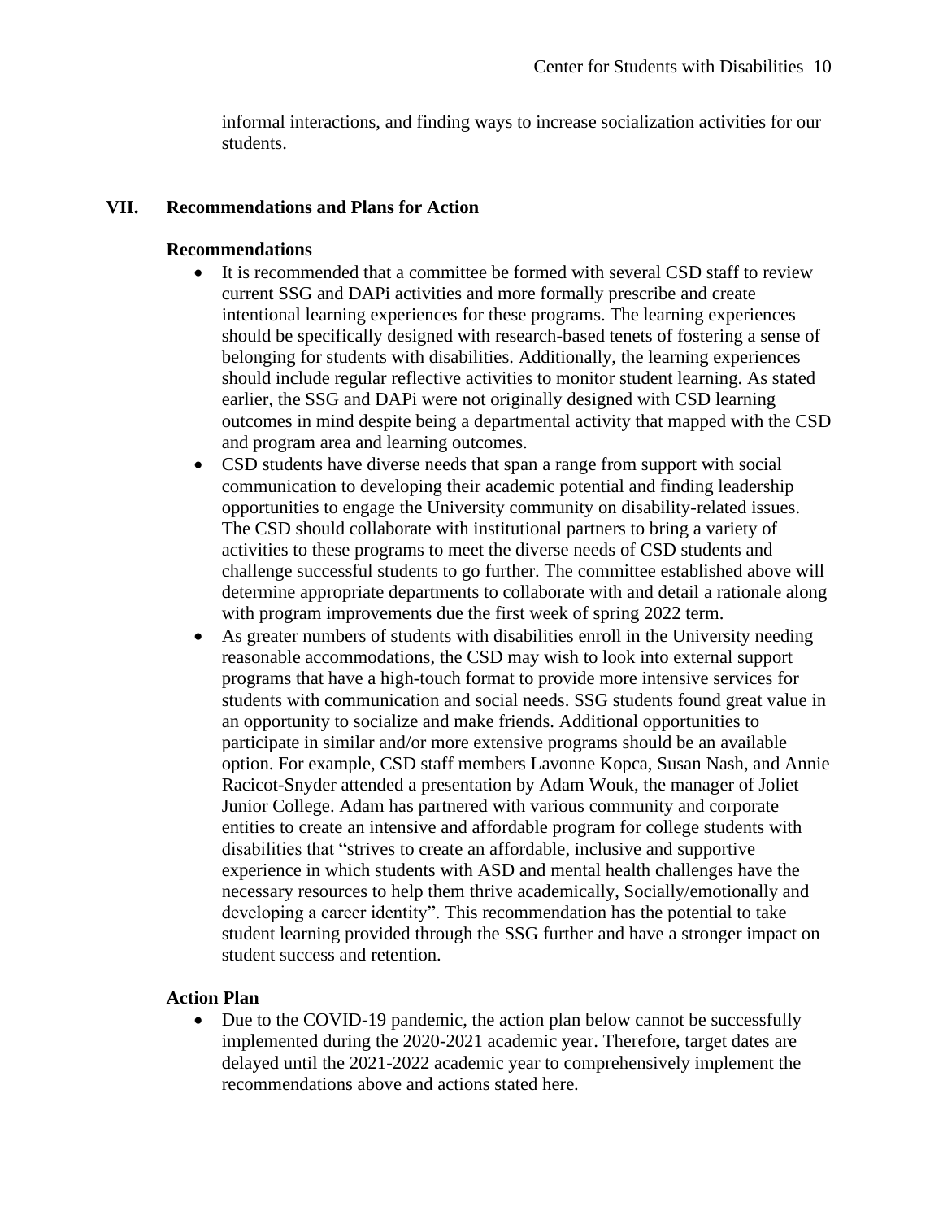informal interactions, and finding ways to increase socialization activities for our students.

## VII. Recommendations and Plans for Action

### Recommendations

- It is recommended that a committee be formed with several CSD staff to review current SSG and DAPi activities and more formally prescribe and create intentional learning experiences for these programs. The learning experiences should be specifically designed with research-based tenets of fostering a sense of belonging for students with disabilities. Additionally, the learning experiences should include regular reflective activities to monitor student learning. As stated earlier, the SSG and DAPi were not originally designed with CSD learning outcomes in mind despite being a departmental activity that mapped with the CSD and program area and learning outcomes.
- CSD students have diverse needs that span a range from support with social communication to developing their academic potential and finding leadership opportunities to engage the University community on disability-related issues. The CSD should collaborate with institutional partners to bring a variety of activities to these programs to meet the diverse needs of CSD students and challenge successful students to go further. The committee established above will determine appropriate departments to collaborate with and detail a rationale along with program improvements due the first week of spring 2022 term.
- As greater numbers of students with disabilities enroll in the University needing reasonable accommodations, the CSD may wish to look into external support programs that have a high-touch format to provide more intensive services for students with communication and social needs. SSG students found great value in an opportunity to socialize and make friends. Additional opportunities to participate in similar and/or more extensive programs should be an available option. For example, CSD staff members Lavonne Kopca, Susan Nash, and Annie Racicot-Snyder attended a presentation by Adam Wouk, the manager of Joliet Junior College. Adam has partnered with various community and corporate entities to create an intensive and affordable program for college students with disabilities that "strives to create an affordable, inclusive and supportive experience in which students with ASD and mental health challenges have the necessary resources to help them thrive academically, Socially/emotionally and developing a career identity". This recommendation has the potential to take student learning provided through the SSG further and have a stronger impact on student success and retention.

### Action Plan

- Due to the COVID-19 pandemic, the action plan below cannot be successfully implemented during the 2020-2021 academic year. Therefore, target dates are delayed until the 2021-2022 academic year to comprehensively implement the recommendations above and actions stated here.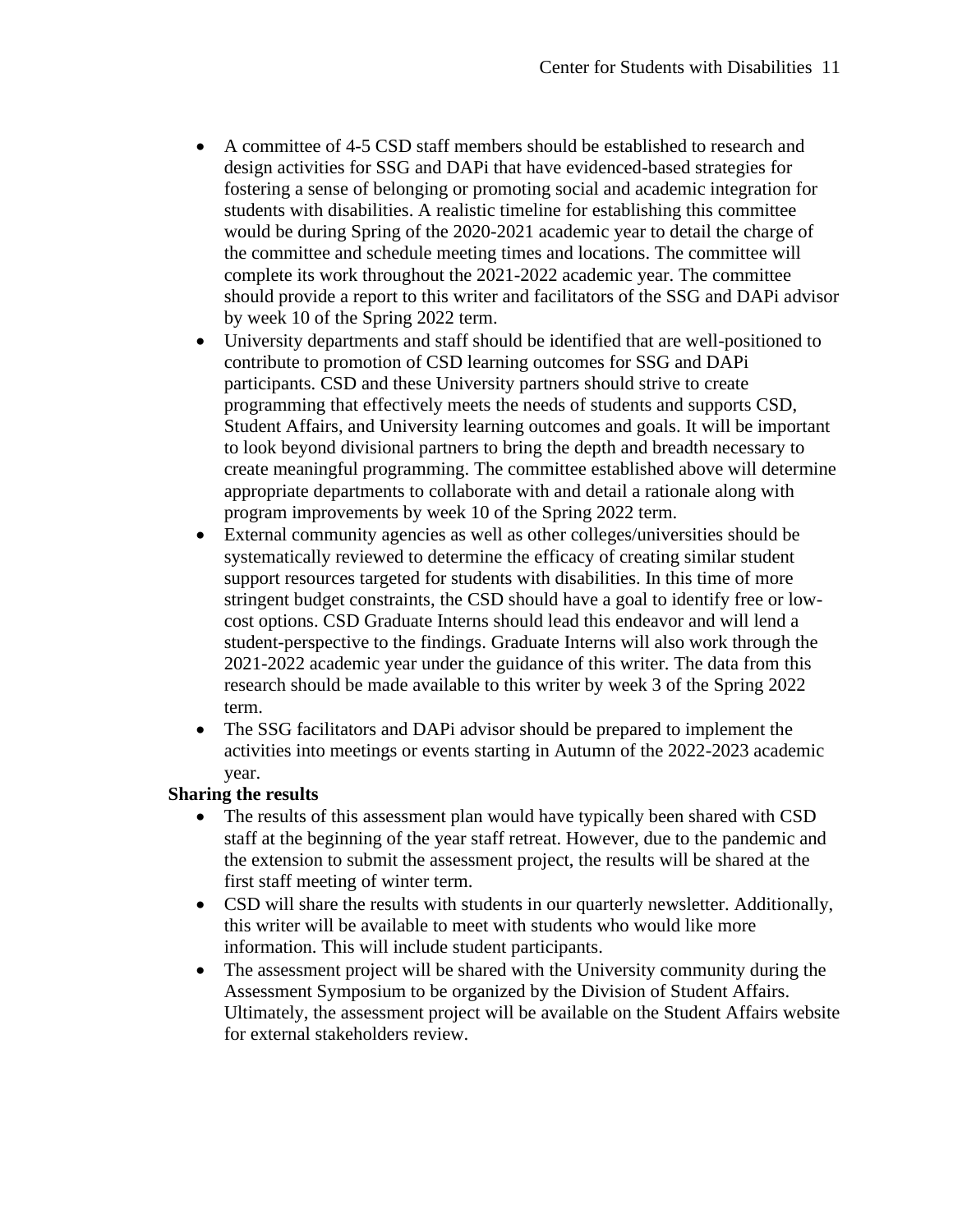- A committee of 4-5 CSD staff members should be established to research and design activities for SSG and DAPi that have evidenced-based strategies for fostering a sense of belonging or promoting social and academic integration for students with disabilities. A realistic timeline for establishing this committee would be during Spring of the 2020-2021 academic year to detail the charge of the committee and schedule meeting times and locations. The committee will complete its work throughout the 2021-2022 academic year. The committee should provide a report to this writer and facilitators of the SSG and DAPi advisor by week 10 of the Spring 2022 term.
- University departments and staff should be identified that are well-positioned to contribute to promotion of CSD learning outcomes for SSG and DAPi participants. CSD and these University partners should strive to create programming that effectively meets the needs of students and supports CSD, Student Affairs, and University learning outcomes and goals. It will be important to look beyond divisional partners to bring the depth and breadth necessary to create meaningful programming. The committee established above will determine appropriate departments to collaborate with and detail a rationale along with program improvements by week 10 of the Spring 2022 term.
- External community agencies as well as other colleges/universities should be systematically reviewed to determine the efficacy of creating similar student support resources targeted for students with disabilities. In this time of more stringent budget constraints, the CSD should have a goal to identify free or low-cost options. CSD Graduate Interns should lead this endeavor and will lend a student-perspective to the findings. Graduate Interns will also work through the 2021-2022 academic year under the guidance of this writer. The data from this research should be made available to this writer by week 3 of the Spring 2022 term.
- The SSG facilitators and DAPi advisor should be prepared to implement the activities into meetings or events starting in Autumn of the 2022-2023 academic year.

**Sharing the results**

- The results of this assessment plan would have typically been shared with CSD staff at the beginning of the year staff retreat. However, due to the pandemic and the extension to submit the assessment project, the results will be shared at the first staff meeting of winter term.
- CSD will share the results with students in our quarterly newsletter. Additionally, this writer will be available to meet with students who would like more information. This will include student participants.
- The assessment project will be shared with the University community during the Assessment Symposium to be organized by the Division of Student Affairs. Ultimately, the assessment project will be available on the Student Affairs website for external stakeholders review.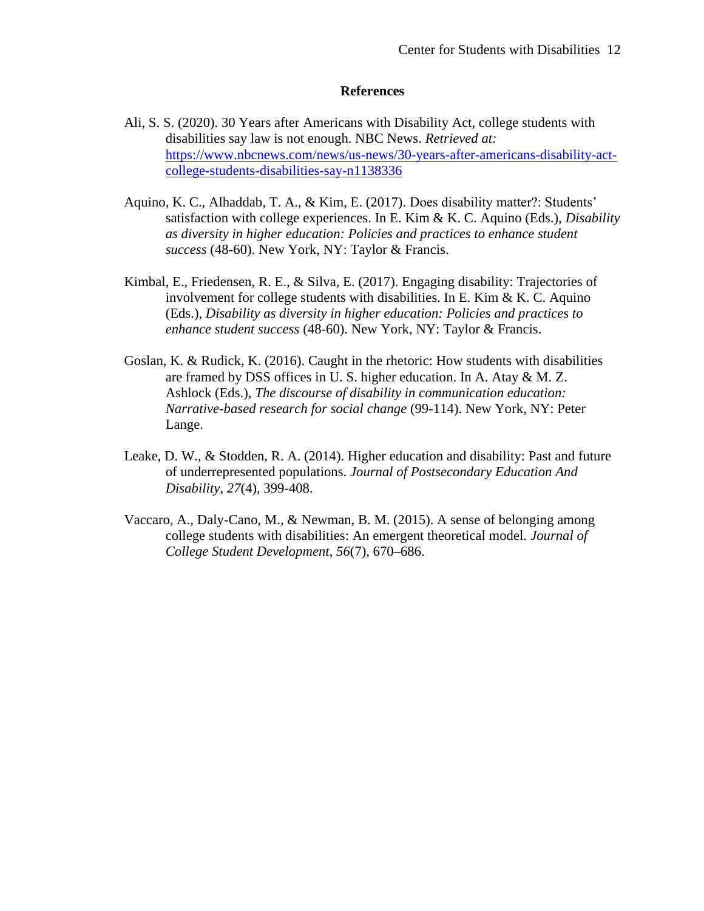## References

Ali, S. S. (2020). 30 Years after Americans with Disability Act, college students with disabilities say law is not enough. NBC News. *Retrieved at:* https://www.nbcnews.com/news/us-news/30-years-after-americans-disability-act-college-students-disabilities-say-n1138336

Aquino, K. C., Alhaddab, T. A., & Kim, E. (2017). Does disability matter?: Students' satisfaction with college experiences. In E. Kim & K. C. Aquino (Eds.), *Disability as diversity in higher education: Policies and practices to enhance student success* (48-60). New York, NY: Taylor & Francis.

Kimbal, E., Friedensen, R. E., & Silva, E. (2017). Engaging disability: Trajectories of involvement for college students with disabilities. In E. Kim & K. C. Aquino (Eds.), *Disability as diversity in higher education: Policies and practices to enhance student success* (48-60). New York, NY: Taylor & Francis.

Goslan, K. & Rudick, K. (2016). Caught in the rhetoric: How students with disabilities are framed by DSS offices in U. S. higher education. In A. Atay & M. Z. Ashlock (Eds.), *The discourse of disability in communication education: Narrative-based research for social change* (99-114). New York, NY: Peter Lange.

Leake, D. W., & Stodden, R. A. (2014). Higher education and disability: Past and future of underrepresented populations. *Journal of Postsecondary Education And Disability*, *27*(4), 399-408.

Vaccaro, A., Daly-Cano, M., & Newman, B. M. (2015). A sense of belonging among college students with disabilities: An emergent theoretical model. *Journal of College Student Development*, *56*(7), 670–686.